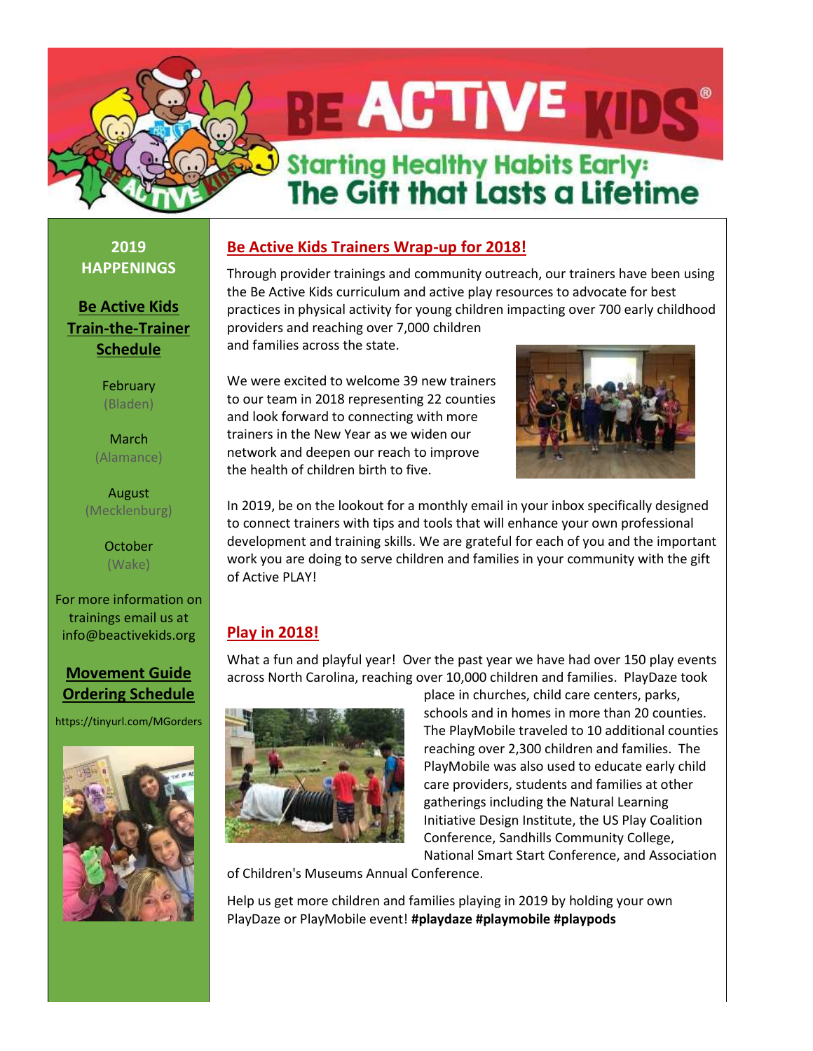# BE ACTIVE KIDS®

## Starting Healthy Habits Early: The Gift that Lasts a Lifetime

## Be Active Kids Trainers Wrap-up for 2018!

Through provider trainings and community outreach, our trainers have been using the Be Active Kids curriculum and active play resources to advocate for best practices in physical activity for young children impacting over 700 early childhood providers and reaching over 7,000 children and families across the state.

We were excited to welcome 39 new trainers to our team in 2018 representing 22 counties and look forward to connecting with more trainers in the New Year as we widen our network and deepen our reach to improve the health of children birth to five.

In 2019, be on the lookout for a monthly email in your inbox specifically designed to connect trainers with tips and tools that will enhance your own professional development and training skills. We are grateful for each of you and the important work you are doing to serve children and families in your community with the gift of Active PLAY!

## Play in 2018!

What a fun and playful year! Over the past year we have had over 150 play events across North Carolina, reaching over 10,000 children and families. PlayDaze took place in churches, child care centers, parks, schools and in homes in more than 20 counties. The PlayMobile traveled to 10 additional counties reaching over 2,300 children and families. The PlayMobile was also used to educate early child care providers, students and families at other gatherings including the Natural Learning Initiative Design Institute, the US Play Coalition Conference, Sandhills Community College, National Smart Start Conference, and Association of Children's Museums Annual Conference.

Help us get more children and families playing in 2019 by holding your own PlayDaze or PlayMobile event! **#playdaze #playmobile #playpods**

## 2019 HAPPENINGS

### Be Active Kids Train-the-Trainer Schedule

February (Bladen)

March (Alamance)

August (Mecklenburg)

October (Wake)

For more information on trainings email us at info@beactivekids.org

### Movement Guide Ordering Schedule

https://tinyurl.com/MGorders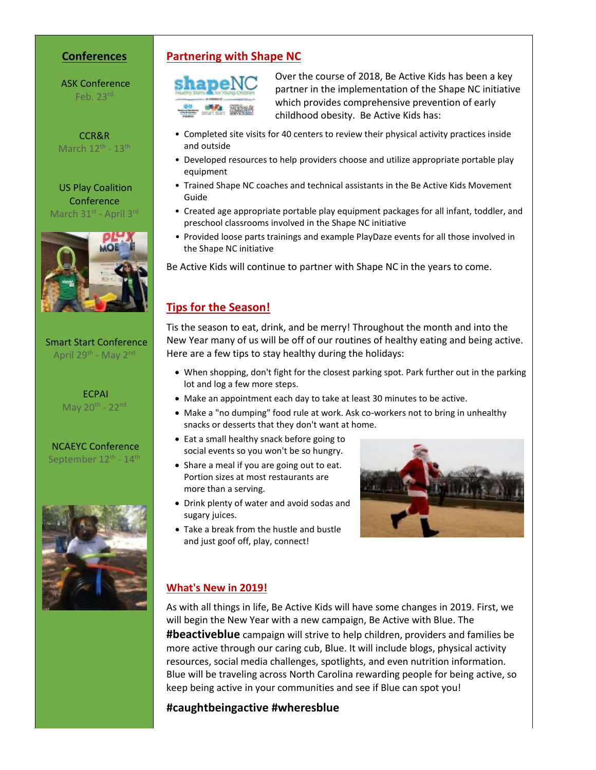## Conferences

ASK Conference
Feb. 23rd

CCR&R
March 12th - 13th

US Play Coalition Conference
March 31st - April 3rd

Smart Start Conference
April 29th - May 2nd

ECPAI
May 20th - 22nd

NCAEYC Conference
September 12th - 14th

## Partnering with Shape NC

Over the course of 2018, Be Active Kids has been a key partner in the implementation of the Shape NC initiative which provides comprehensive prevention of early childhood obesity. Be Active Kids has:

- Completed site visits for 40 centers to review their physical activity practices inside and outside
- Developed resources to help providers choose and utilize appropriate portable play equipment
- Trained Shape NC coaches and technical assistants in the Be Active Kids Movement Guide
- Created age appropriate portable play equipment packages for all infant, toddler, and preschool classrooms involved in the Shape NC initiative
- Provided loose parts trainings and example PlayDaze events for all those involved in the Shape NC initiative

Be Active Kids will continue to partner with Shape NC in the years to come.

## Tips for the Season!

Tis the season to eat, drink, and be merry! Throughout the month and into the New Year many of us will be off of our routines of healthy eating and being active. Here are a few tips to stay healthy during the holidays:

- When shopping, don't fight for the closest parking spot. Park further out in the parking lot and log a few more steps.
- Make an appointment each day to take at least 30 minutes to be active.
- Make a "no dumping" food rule at work. Ask co-workers not to bring in unhealthy snacks or desserts that they don't want at home.
- Eat a small healthy snack before going to social events so you won't be so hungry.
- Share a meal if you are going out to eat. Portion sizes at most restaurants are more than a serving.
- Drink plenty of water and avoid sodas and sugary juices.
- Take a break from the hustle and bustle and just goof off, play, connect!

## What's New in 2019!

As with all things in life, Be Active Kids will have some changes in 2019. First, we will begin the New Year with a new campaign, Be Active with Blue. The **#beactiveblue** campaign will strive to help children, providers and families be more active through our caring cub, Blue. It will include blogs, physical activity resources, social media challenges, spotlights, and even nutrition information. Blue will be traveling across North Carolina rewarding people for being active, so keep being active in your communities and see if Blue can spot you!

**#caughtbeingactive #wheresblue**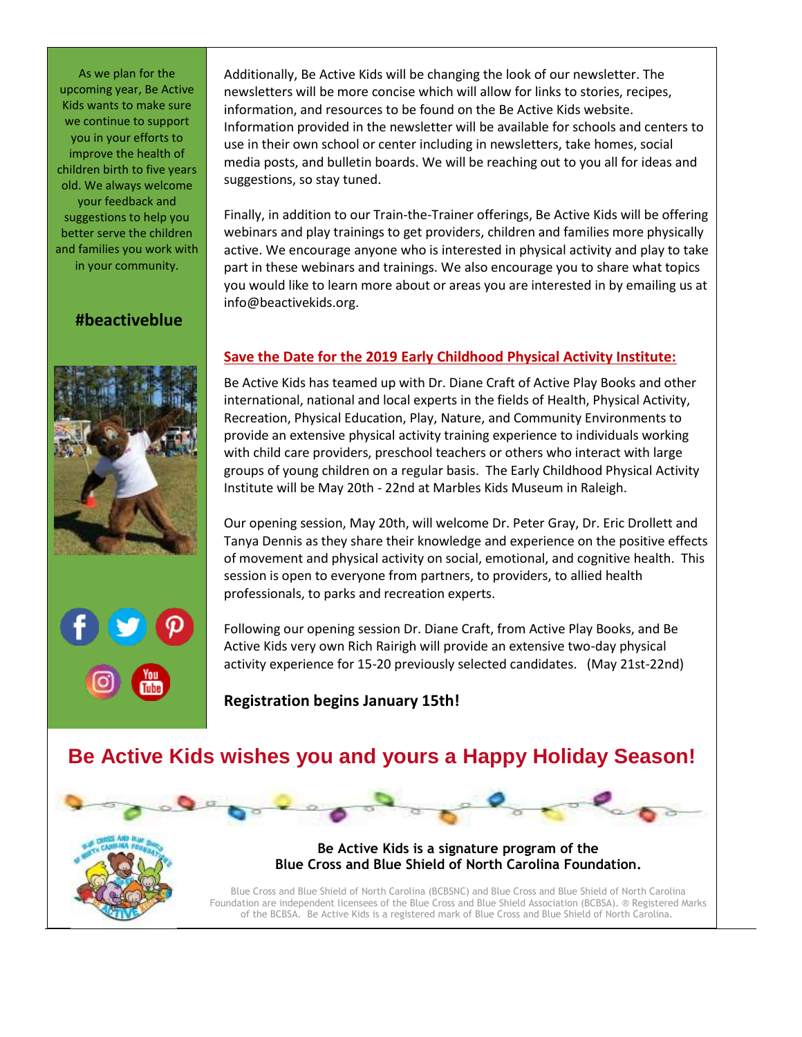As we plan for the upcoming year, Be Active Kids wants to make sure we continue to support you in your efforts to improve the health of children birth to five years old. We always welcome your feedback and suggestions to help you better serve the children and families you work with in your community.

**#beactiveblue**

Additionally, Be Active Kids will be changing the look of our newsletter. The newsletters will be more concise which will allow for links to stories, recipes, information, and resources to be found on the Be Active Kids website. Information provided in the newsletter will be available for schools and centers to use in their own school or center including in newsletters, take homes, social media posts, and bulletin boards. We will be reaching out to you all for ideas and suggestions, so stay tuned.

Finally, in addition to our Train-the-Trainer offerings, Be Active Kids will be offering webinars and play trainings to get providers, children and families more physically active. We encourage anyone who is interested in physical activity and play to take part in these webinars and trainings. We also encourage you to share what topics you would like to learn more about or areas you are interested in by emailing us at info@beactivekids.org.

## Save the Date for the 2019 Early Childhood Physical Activity Institute:

Be Active Kids has teamed up with Dr. Diane Craft of Active Play Books and other international, national and local experts in the fields of Health, Physical Activity, Recreation, Physical Education, Play, Nature, and Community Environments to provide an extensive physical activity training experience to individuals working with child care providers, preschool teachers or others who interact with large groups of young children on a regular basis. The Early Childhood Physical Activity Institute will be May 20th - 22nd at Marbles Kids Museum in Raleigh.

Our opening session, May 20th, will welcome Dr. Peter Gray, Dr. Eric Drollett and Tanya Dennis as they share their knowledge and experience on the positive effects of movement and physical activity on social, emotional, and cognitive health. This session is open to everyone from partners, to providers, to allied health professionals, to parks and recreation experts.

Following our opening session Dr. Diane Craft, from Active Play Books, and Be Active Kids very own Rich Rairigh will provide an extensive two-day physical activity experience for 15-20 previously selected candidates. (May 21st-22nd)

**Registration begins January 15th!**

# Be Active Kids wishes you and yours a Happy Holiday Season!

**Be Active Kids is a signature program of the Blue Cross and Blue Shield of North Carolina Foundation.**

Blue Cross and Blue Shield of North Carolina (BCBSNC) and Blue Cross and Blue Shield of North Carolina Foundation are independent licensees of the Blue Cross and Blue Shield Association (BCBSA). ® Registered Marks of the BCBSA. Be Active Kids is a registered mark of Blue Cross and Blue Shield of North Carolina.